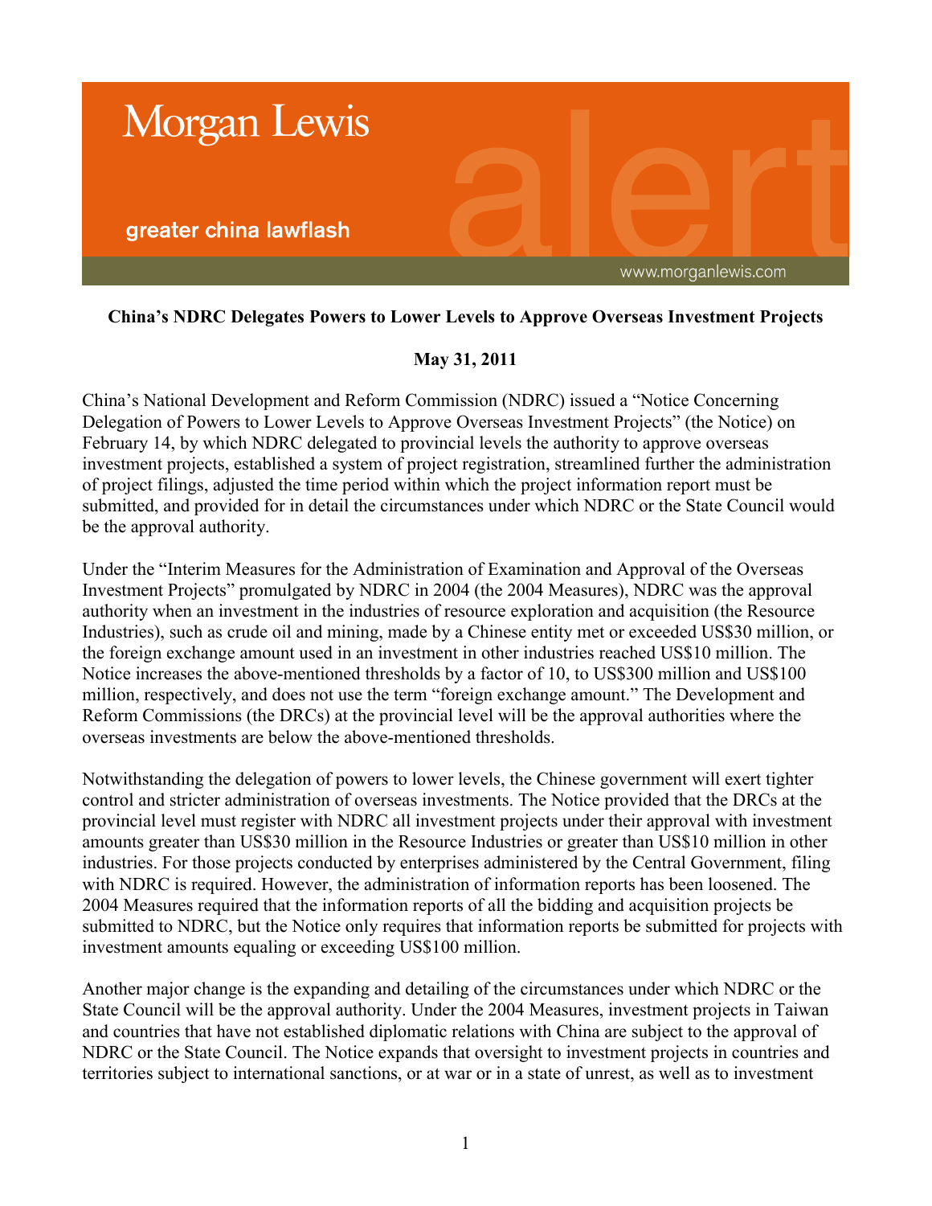Morgan Lewis

greater china lawflash

alert

www.morganlewis.com

**China's NDRC Delegates Powers to Lower Levels to Approve Overseas Investment Projects**

**May 31, 2011**

China's National Development and Reform Commission (NDRC) issued a "Notice Concerning Delegation of Powers to Lower Levels to Approve Overseas Investment Projects" (the Notice) on February 14, by which NDRC delegated to provincial levels the authority to approve overseas investment projects, established a system of project registration, streamlined further the administration of project filings, adjusted the time period within which the project information report must be submitted, and provided for in detail the circumstances under which NDRC or the State Council would be the approval authority.

Under the "Interim Measures for the Administration of Examination and Approval of the Overseas Investment Projects" promulgated by NDRC in 2004 (the 2004 Measures), NDRC was the approval authority when an investment in the industries of resource exploration and acquisition (the Resource Industries), such as crude oil and mining, made by a Chinese entity met or exceeded US$30 million, or the foreign exchange amount used in an investment in other industries reached US$10 million. The Notice increases the above-mentioned thresholds by a factor of 10, to US$300 million and US$100 million, respectively, and does not use the term "foreign exchange amount." The Development and Reform Commissions (the DRCs) at the provincial level will be the approval authorities where the overseas investments are below the above-mentioned thresholds.

Notwithstanding the delegation of powers to lower levels, the Chinese government will exert tighter control and stricter administration of overseas investments. The Notice provided that the DRCs at the provincial level must register with NDRC all investment projects under their approval with investment amounts greater than US$30 million in the Resource Industries or greater than US$10 million in other industries. For those projects conducted by enterprises administered by the Central Government, filing with NDRC is required. However, the administration of information reports has been loosened. The 2004 Measures required that the information reports of all the bidding and acquisition projects be submitted to NDRC, but the Notice only requires that information reports be submitted for projects with investment amounts equaling or exceeding US$100 million.

Another major change is the expanding and detailing of the circumstances under which NDRC or the State Council will be the approval authority. Under the 2004 Measures, investment projects in Taiwan and countries that have not established diplomatic relations with China are subject to the approval of NDRC or the State Council. The Notice expands that oversight to investment projects in countries and territories subject to international sanctions, or at war or in a state of unrest, as well as to investment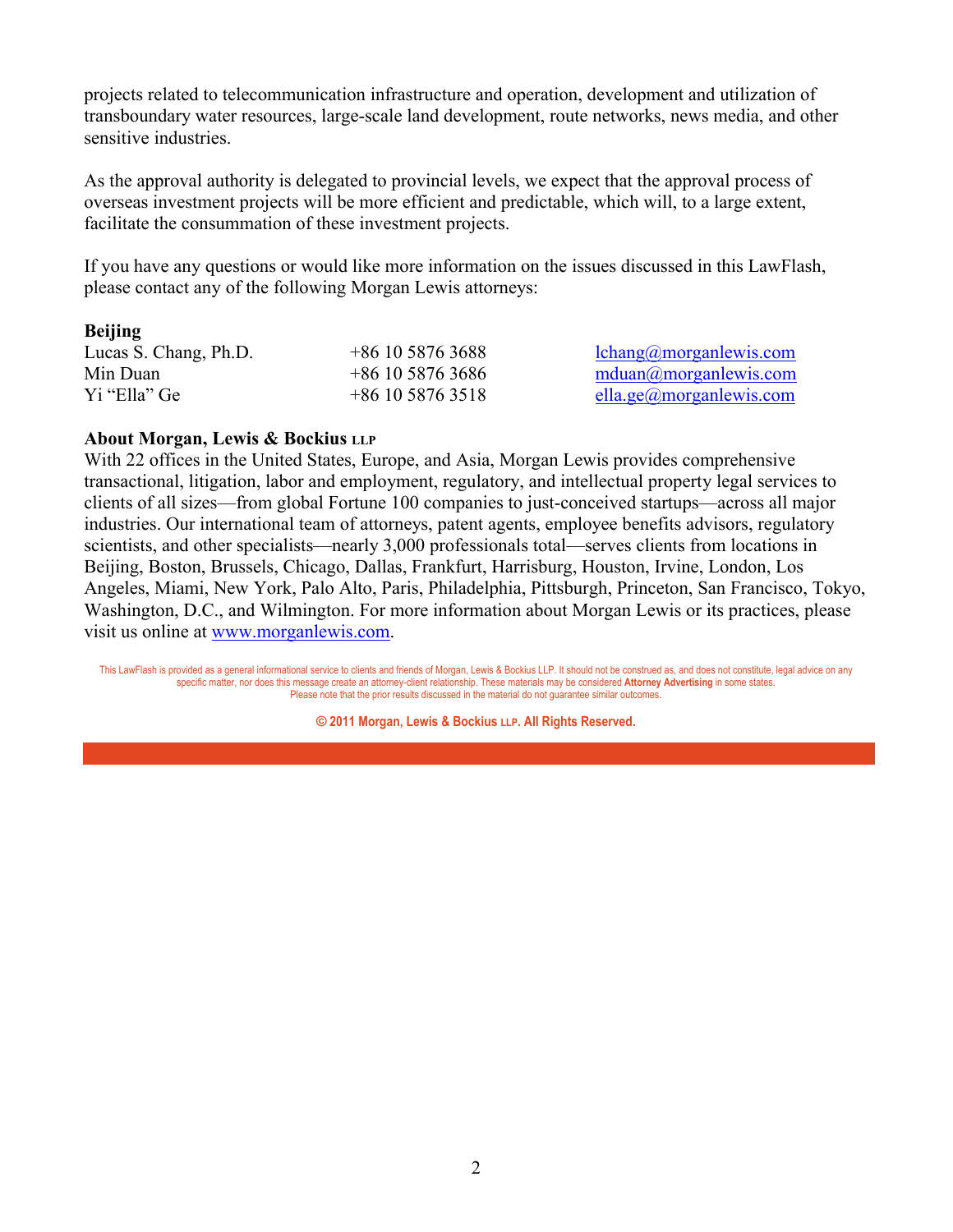projects related to telecommunication infrastructure and operation, development and utilization of transboundary water resources, large-scale land development, route networks, news media, and other sensitive industries.

As the approval authority is delegated to provincial levels, we expect that the approval process of overseas investment projects will be more efficient and predictable, which will, to a large extent, facilitate the consummation of these investment projects.

If you have any questions or would like more information on the issues discussed in this LawFlash, please contact any of the following Morgan Lewis attorneys:

**Beijing**

| | | |
|---|---|---|
| Lucas S. Chang, Ph.D. | +86 10 5876 3688 | lchang@morganlewis.com |
| Min Duan | +86 10 5876 3686 | mduan@morganlewis.com |
| Yi "Ella" Ge | +86 10 5876 3518 | ella.ge@morganlewis.com |

**About Morgan, Lewis & Bockius LLP**

With 22 offices in the United States, Europe, and Asia, Morgan Lewis provides comprehensive transactional, litigation, labor and employment, regulatory, and intellectual property legal services to clients of all sizes—from global Fortune 100 companies to just-conceived startups—across all major industries. Our international team of attorneys, patent agents, employee benefits advisors, regulatory scientists, and other specialists—nearly 3,000 professionals total—serves clients from locations in Beijing, Boston, Brussels, Chicago, Dallas, Frankfurt, Harrisburg, Houston, Irvine, London, Los Angeles, Miami, New York, Palo Alto, Paris, Philadelphia, Pittsburgh, Princeton, San Francisco, Tokyo, Washington, D.C., and Wilmington. For more information about Morgan Lewis or its practices, please visit us online at www.morganlewis.com.

This LawFlash is provided as a general informational service to clients and friends of Morgan, Lewis & Bockius LLP. It should not be construed as, and does not constitute, legal advice on any specific matter, nor does this message create an attorney-client relationship. These materials may be considered **Attorney Advertising** in some states. Please note that the prior results discussed in the material do not guarantee similar outcomes.

**© 2011 Morgan, Lewis & Bockius LLP. All Rights Reserved.**